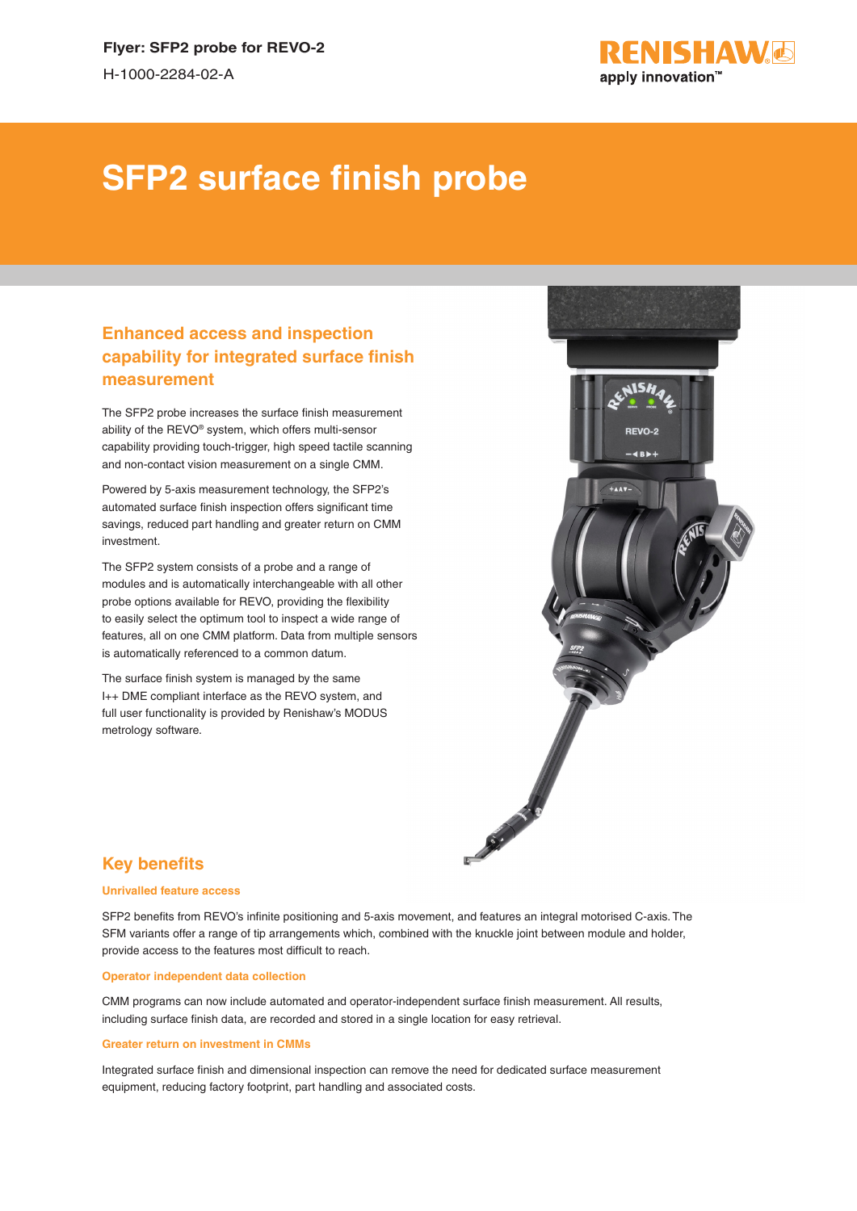Flyer: SFP2 probe for REVO-2

H-1000-2284-02-A

# SFP2 surface finish probe

## Enhanced access and inspection capability for integrated surface finish measurement

The SFP2 probe increases the surface finish measurement ability of the REVO® system, which offers multi-sensor capability providing touch-trigger, high speed tactile scanning and non-contact vision measurement on a single CMM.

Powered by 5-axis measurement technology, the SFP2's automated surface finish inspection offers significant time savings, reduced part handling and greater return on CMM investment.

The SFP2 system consists of a probe and a range of modules and is automatically interchangeable with all other probe options available for REVO, providing the flexibility to easily select the optimum tool to inspect a wide range of features, all on one CMM platform. Data from multiple sensors is automatically referenced to a common datum.

The surface finish system is managed by the same I++ DME compliant interface as the REVO system, and full user functionality is provided by Renishaw's MODUS metrology software.

## Key benefits

### Unrivalled feature access

SFP2 benefits from REVO's infinite positioning and 5-axis movement, and features an integral motorised C-axis. The SFM variants offer a range of tip arrangements which, combined with the knuckle joint between module and holder, provide access to the features most difficult to reach.

### Operator independent data collection

CMM programs can now include automated and operator-independent surface finish measurement. All results, including surface finish data, are recorded and stored in a single location for easy retrieval.

### Greater return on investment in CMMs

Integrated surface finish and dimensional inspection can remove the need for dedicated surface measurement equipment, reducing factory footprint, part handling and associated costs.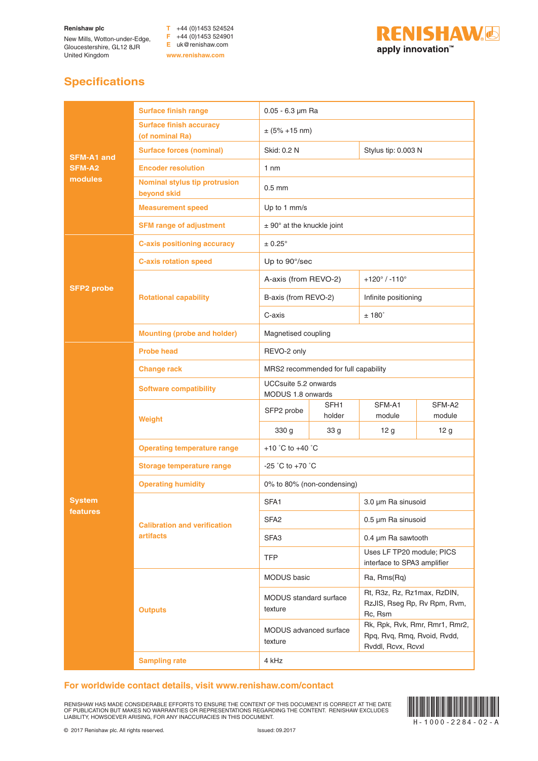Renishaw plc

New Mills, Wotton-under-Edge, Gloucestershire, GL12 8JR United Kingdom

T +44 (0)1453 524524
F +44 (0)1453 524901
E uk@renishaw.com
www.renishaw.com

RENISHAW apply innovation™

## Specifications

| | | | | | |
|---|---|---|---|---|---|
| SFM-A1 and SFM-A2 modules | Surface finish range | 0.05 - 6.3 µm Ra | | | |
| | Surface finish accuracy (of nominal Ra) | ± (5% +15 nm) | | | |
| | Surface forces (nominal) | Skid: 0.2 N | | Stylus tip: 0.003 N | |
| | Encoder resolution | 1 nm | | | |
| | Nominal stylus tip protrusion beyond skid | 0.5 mm | | | |
| | Measurement speed | Up to 1 mm/s | | | |
| | SFM range of adjustment | ± 90° at the knuckle joint | | | |
| SFP2 probe | C-axis positioning accuracy | ± 0.25° | | | |
| | C-axis rotation speed | Up to 90°/sec | | | |
| | Rotational capability | A-axis (from REVO-2) | | +120° / -110° | |
| | | B-axis (from REVO-2) | | Infinite positioning | |
| | | C-axis | | ± 180˚ | |
| | Mounting (probe and holder) | Magnetised coupling | | | |
| System features | Probe head | REVO-2 only | | | |
| | Change rack | MRS2 recommended for full capability | | | |
| | Software compatibility | UCCsuite 5.2 onwards<br>MODUS 1.8 onwards | | | |
| | Weight | SFP2 probe | SFH1 holder | SFM-A1 module | SFM-A2 module |
| | | 330 g | 33 g | 12 g | 12 g |
| | Operating temperature range | +10 ˚C to +40 ˚C | | | |
| | Storage temperature range | -25 ˚C to +70 ˚C | | | |
| | Operating humidity | 0% to 80% (non-condensing) | | | |
| | Calibration and verification artifacts | SFA1 | | 3.0 µm Ra sinusoid | |
| | | SFA2 | | 0.5 µm Ra sinusoid | |
| | | SFA3 | | 0.4 µm Ra sawtooth | |
| | | TFP | | Uses LF TP20 module; PICS interface to SPA3 amplifier | |
| | Outputs | MODUS basic | | Ra, Rms(Rq) | |
| | | MODUS standard surface texture | | Rt, R3z, Rz, Rz1max, RzDIN, RzJIS, Rseg Rp, Rv Rpm, Rvm, Rc, Rsm | |
| | | MODUS advanced surface texture | | Rk, Rpk, Rvk, Rmr, Rmr1, Rmr2, Rpq, Rvq, Rmq, Rvoid, Rvdd, Rvddl, Rcvx, Rcvxl | |
| | Sampling rate | 4 kHz | | | |

**For worldwide contact details, visit www.renishaw.com/contact**

RENISHAW HAS MADE CONSIDERABLE EFFORTS TO ENSURE THE CONTENT OF THIS DOCUMENT IS CORRECT AT THE DATE OF PUBLICATION BUT MAKES NO WARRANTIES OR REPRESENTATIONS REGARDING THE CONTENT. RENISHAW EXCLUDES LIABILITY, HOWSOEVER ARISING, FOR ANY INACCURACIES IN THIS DOCUMENT.

H-1000-2284-02-A

© 2017 Renishaw plc. All rights reserved.

Issued: 09.2017